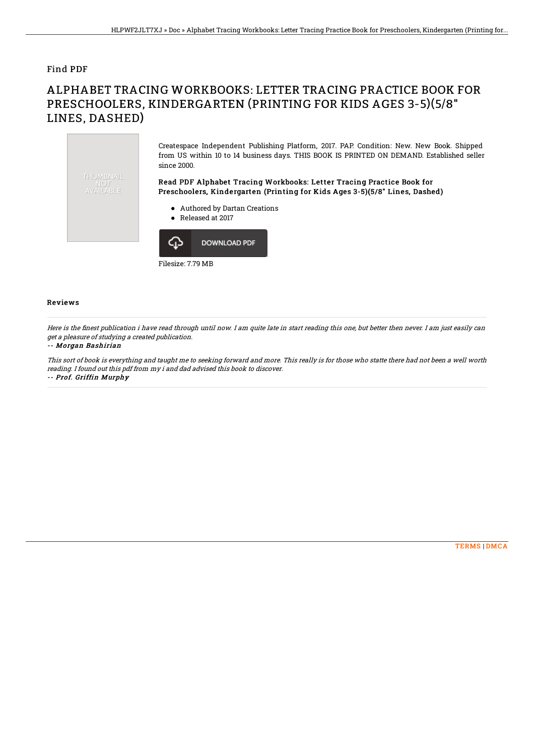Find PDF

# ALPHABET TRACING WORKBOOKS: LETTER TRACING PRACTICE BOOK FOR PRESCHOOLERS, KINDERGARTEN (PRINTING FOR KIDS AGES 3-5)(5/8" LINES, DASHED)

THUMBNAIL NOT AVAILABLE

Createspace Independent Publishing Platform, 2017. PAP. Condition: New. New Book. Shipped from US within 10 to 14 business days. THIS BOOK IS PRINTED ON DEMAND. Established seller since 2000.

### Read PDF Alphabet Tracing Workbooks: Letter Tracing Practice Book for Preschoolers, Kindergarten (Printing for Kids Ages 3-5)(5/8" Lines, Dashed)

- Authored by Dartan Creations
- Released at 2017

DOWNLOAD PDF

Filesize: 7.79 MB

## Reviews

*Here is the finest publication i have read through until now. I am quite late in start reading this one, but better then never. I am just easily can get a pleasure of studying a created publication.*

*-- Morgan Bashirian*

*This sort of book is everything and taught me to seeking forward and more. This really is for those who statte there had not been a well worth reading. I found out this pdf from my i and dad advised this book to discover.*

*-- Prof. Griffin Murphy*

TERMS | DMCA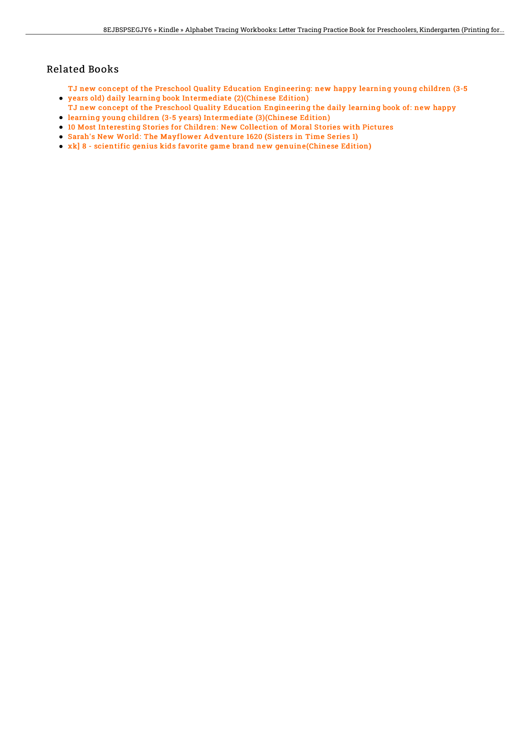## Related Books

- TJ new concept of the Preschool Quality Education Engineering: new happy learning young children (3-5 years old) daily learning book Intermediate (2)(Chinese Edition)
- TJ new concept of the Preschool Quality Education Engineering the daily learning book of: new happy learning young children (3-5 years) Intermediate (3)(Chinese Edition)
- 10 Most Interesting Stories for Children: New Collection of Moral Stories with Pictures
- Sarah's New World: The Mayflower Adventure 1620 (Sisters in Time Series 1)
- xk] 8 - scientific genius kids favorite game brand new genuine(Chinese Edition)